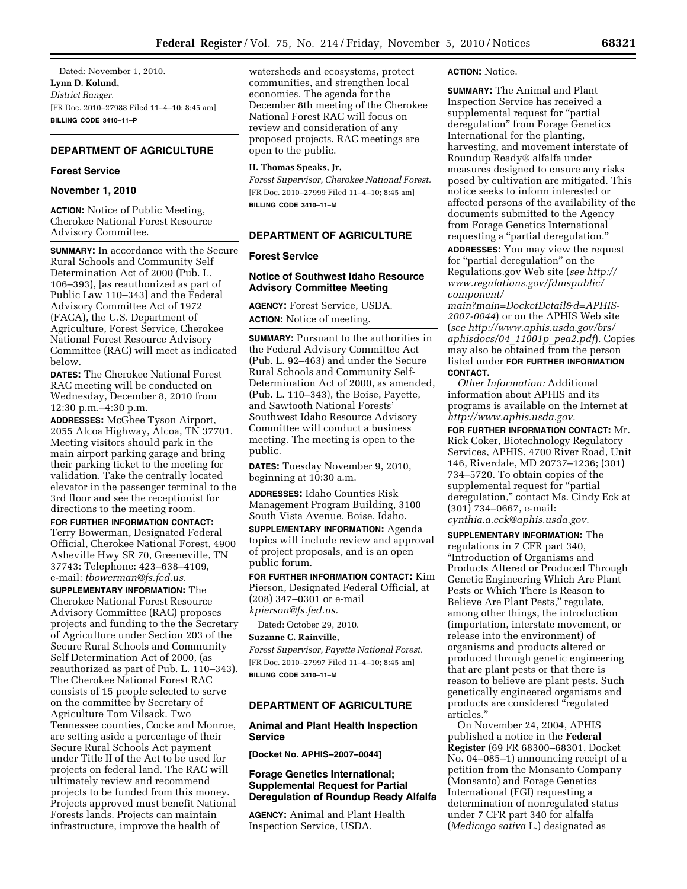Dated: November 1, 2010.

**Lynn D. Kolund,**

*District Ranger.*

[FR Doc. 2010–27988 Filed 11–4–10; 8:45 am]

**BILLING CODE 3410–11–P**

## DEPARTMENT OF AGRICULTURE

### Forest Service

### November 1, 2010

**ACTION:** Notice of Public Meeting, Cherokee National Forest Resource Advisory Committee.

**SUMMARY:** In accordance with the Secure Rural Schools and Community Self Determination Act of 2000 (Pub. L. 106–393), [as reauthorized as part of Public Law 110–343] and the Federal Advisory Committee Act of 1972 (FACA), the U.S. Department of Agriculture, Forest Service, Cherokee National Forest Resource Advisory Committee (RAC) will meet as indicated below.

**DATES:** The Cherokee National Forest RAC meeting will be conducted on Wednesday, December 8, 2010 from 12:30 p.m.–4:30 p.m.

**ADDRESSES:** McGhee Tyson Airport, 2055 Alcoa Highway, Alcoa, TN 37701. Meeting visitors should park in the main airport parking garage and bring their parking ticket to the meeting for validation. Take the centrally located elevator in the passenger terminal to the 3rd floor and see the receptionist for directions to the meeting room.

**FOR FURTHER INFORMATION CONTACT:** Terry Bowerman, Designated Federal Official, Cherokee National Forest, 4900 Asheville Hwy SR 70, Greeneville, TN 37743: Telephone: 423–638–4109, e-mail: *tbowerman@fs.fed.us.*

**SUPPLEMENTARY INFORMATION:** The Cherokee National Forest Resource Advisory Committee (RAC) proposes projects and funding to the the Secretary of Agriculture under Section 203 of the Secure Rural Schools and Community Self Determination Act of 2000, (as reauthorized as part of Pub. L. 110–343). The Cherokee National Forest RAC consists of 15 people selected to serve on the committee by Secretary of Agriculture Tom Vilsack. Two Tennessee counties, Cocke and Monroe, are setting aside a percentage of their Secure Rural Schools Act payment under Title II of the Act to be used for projects on federal land. The RAC will ultimately review and recommend projects to be funded from this money. Projects approved must benefit National Forests lands. Projects can maintain infrastructure, improve the health of watersheds and ecosystems, protect communities, and strengthen local economies. The agenda for the December 8th meeting of the Cherokee National Forest RAC will focus on review and consideration of any proposed projects. RAC meetings are open to the public.

**H. Thomas Speaks, Jr,**

*Forest Supervisor, Cherokee National Forest.*

[FR Doc. 2010–27999 Filed 11–4–10; 8:45 am]

**BILLING CODE 3410–11–M**

## DEPARTMENT OF AGRICULTURE

### Forest Service

### Notice of Southwest Idaho Resource Advisory Committee Meeting

**AGENCY:** Forest Service, USDA.

**ACTION:** Notice of meeting.

**SUMMARY:** Pursuant to the authorities in the Federal Advisory Committee Act (Pub. L. 92–463) and under the Secure Rural Schools and Community Self-Determination Act of 2000, as amended, (Pub. L. 110–343), the Boise, Payette, and Sawtooth National Forests' Southwest Idaho Resource Advisory Committee will conduct a business meeting. The meeting is open to the public.

**DATES:** Tuesday November 9, 2010, beginning at 10:30 a.m.

**ADDRESSES:** Idaho Counties Risk Management Program Building, 3100 South Vista Avenue, Boise, Idaho.

**SUPPLEMENTARY INFORMATION:** Agenda topics will include review and approval of project proposals, and is an open public forum.

**FOR FURTHER INFORMATION CONTACT:** Kim Pierson, Designated Federal Official, at (208) 347–0301 or e-mail *kpierson@fs.fed.us.*

Dated: October 29, 2010.

**Suzanne C. Rainville,**

*Forest Supervisor, Payette National Forest.*

[FR Doc. 2010–27997 Filed 11–4–10; 8:45 am]

**BILLING CODE 3410–11–M**

## DEPARTMENT OF AGRICULTURE

### Animal and Plant Health Inspection Service

**[Docket No. APHIS–2007–0044]**

### Forage Genetics International; Supplemental Request for Partial Deregulation of Roundup Ready Alfalfa

**AGENCY:** Animal and Plant Health Inspection Service, USDA.

**ACTION:** Notice.

**SUMMARY:** The Animal and Plant Inspection Service has received a supplemental request for "partial deregulation" from Forage Genetics International for the planting, harvesting, and movement interstate of Roundup Ready® alfalfa under measures designed to ensure any risks posed by cultivation are mitigated. This notice seeks to inform interested or affected persons of the availability of the documents submitted to the Agency from Forage Genetics International requesting a "partial deregulation."

**ADDRESSES:** You may view the request for "partial deregulation" on the Regulations.gov Web site (*see http://www.regulations.gov/fdmspublic/component/main?main=DocketDetail&d=APHIS-2007-0044*) or on the APHIS Web site (*see http://www.aphis.usda.gov/brs/aphisdocs/04_11001p_pea2.pdf*). Copies may also be obtained from the person listed under **FOR FURTHER INFORMATION CONTACT.**

*Other Information:* Additional information about APHIS and its programs is available on the Internet at *http://www.aphis.usda.gov.*

**FOR FURTHER INFORMATION CONTACT:** Mr. Rick Coker, Biotechnology Regulatory Services, APHIS, 4700 River Road, Unit 146, Riverdale, MD 20737–1236; (301) 734–5720. To obtain copies of the supplemental request for "partial deregulation," contact Ms. Cindy Eck at (301) 734–0667, e-mail: *cynthia.a.eck@aphis.usda.gov.*

**SUPPLEMENTARY INFORMATION:** The regulations in 7 CFR part 340, "Introduction of Organisms and Products Altered or Produced Through Genetic Engineering Which Are Plant Pests or Which There Is Reason to Believe Are Plant Pests," regulate, among other things, the introduction (importation, interstate movement, or release into the environment) of organisms and products altered or produced through genetic engineering that are plant pests or that there is reason to believe are plant pests. Such genetically engineered organisms and products are considered "regulated articles."

On November 24, 2004, APHIS published a notice in the **Federal Register** (69 FR 68300–68301, Docket No. 04–085–1) announcing receipt of a petition from the Monsanto Company (Monsanto) and Forage Genetics International (FGI) requesting a determination of nonregulated status under 7 CFR part 340 for alfalfa (*Medicago sativa* L.) designated as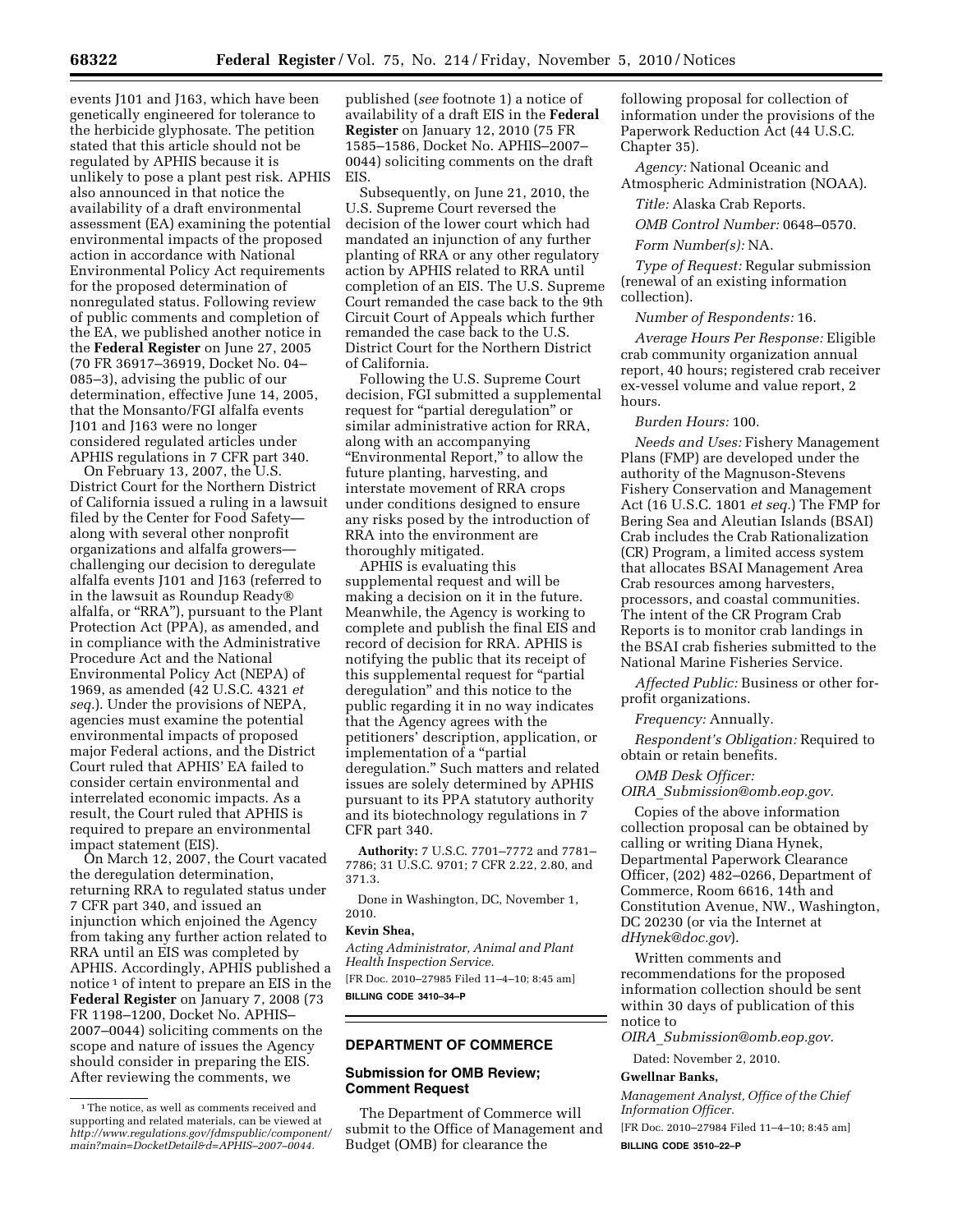events J101 and J163, which have been genetically engineered for tolerance to the herbicide glyphosate. The petition stated that this article should not be regulated by APHIS because it is unlikely to pose a plant pest risk. APHIS also announced in that notice the availability of a draft environmental assessment (EA) examining the potential environmental impacts of the proposed action in accordance with National Environmental Policy Act requirements for the proposed determination of nonregulated status. Following review of public comments and completion of the EA, we published another notice in the **Federal Register** on June 27, 2005 (70 FR 36917–36919, Docket No. 04–085–3), advising the public of our determination, effective June 14, 2005, that the Monsanto/FGI alfalfa events J101 and J163 were no longer considered regulated articles under APHIS regulations in 7 CFR part 340.

On February 13, 2007, the U.S. District Court for the Northern District of California issued a ruling in a lawsuit filed by the Center for Food Safety—along with several other nonprofit organizations and alfalfa growers—challenging our decision to deregulate alfalfa events J101 and J163 (referred to in the lawsuit as Roundup Ready® alfalfa, or "RRA"), pursuant to the Plant Protection Act (PPA), as amended, and in compliance with the Administrative Procedure Act and the National Environmental Policy Act (NEPA) of 1969, as amended (42 U.S.C. 4321 *et seq.*). Under the provisions of NEPA, agencies must examine the potential environmental impacts of proposed major Federal actions, and the District Court ruled that APHIS' EA failed to consider certain environmental and interrelated economic impacts. As a result, the Court ruled that APHIS is required to prepare an environmental impact statement (EIS).

On March 12, 2007, the Court vacated the deregulation determination, returning RRA to regulated status under 7 CFR part 340, and issued an injunction which enjoined the Agency from taking any further action related to RRA until an EIS was completed by APHIS. Accordingly, APHIS published a notice[1] of intent to prepare an EIS in the **Federal Register** on January 7, 2008 (73 FR 1198–1200, Docket No. APHIS–2007–0044) soliciting comments on the scope and nature of issues the Agency should consider in preparing the EIS. After reviewing the comments, we published (*see* footnote 1) a notice of availability of a draft EIS in the **Federal Register** on January 12, 2010 (75 FR 1585–1586, Docket No. APHIS–2007–0044) soliciting comments on the draft EIS.

Subsequently, on June 21, 2010, the U.S. Supreme Court reversed the decision of the lower court which had mandated an injunction of any further planting of RRA or any other regulatory action by APHIS related to RRA until completion of an EIS. The U.S. Supreme Court remanded the case back to the 9th Circuit Court of Appeals which further remanded the case back to the U.S. District Court for the Northern District of California.

Following the U.S. Supreme Court decision, FGI submitted a supplemental request for "partial deregulation" or similar administrative action for RRA, along with an accompanying "Environmental Report," to allow the future planting, harvesting, and interstate movement of RRA crops under conditions designed to ensure any risks posed by the introduction of RRA into the environment are thoroughly mitigated.

APHIS is evaluating this supplemental request and will be making a decision on it in the future. Meanwhile, the Agency is working to complete and publish the final EIS and record of decision for RRA. APHIS is notifying the public that its receipt of this supplemental request for "partial deregulation" and this notice to the public regarding it in no way indicates that the Agency agrees with the petitioners' description, application, or implementation of a "partial deregulation." Such matters and related issues are solely determined by APHIS pursuant to its PPA statutory authority and its biotechnology regulations in 7 CFR part 340.

**Authority:** 7 U.S.C. 7701–7772 and 7781–7786; 31 U.S.C. 9701; 7 CFR 2.22, 2.80, and 371.3.

Done in Washington, DC, November 1, 2010.

**Kevin Shea,**

*Acting Administrator, Animal and Plant Health Inspection Service.*

[FR Doc. 2010–27985 Filed 11–4–10; 8:45 am]

**BILLING CODE 3410–34–P**

[1] The notice, as well as comments received and supporting and related materials, can be viewed at *http://www.regulations.gov/fdmspublic/component/main?main=DocketDetail&d=APHIS–2007–0044.*

## DEPARTMENT OF COMMERCE

### Submission for OMB Review; Comment Request

The Department of Commerce will submit to the Office of Management and Budget (OMB) for clearance the following proposal for collection of information under the provisions of the Paperwork Reduction Act (44 U.S.C. Chapter 35).

*Agency:* National Oceanic and Atmospheric Administration (NOAA).

*Title:* Alaska Crab Reports.

*OMB Control Number:* 0648–0570.

*Form Number(s):* NA.

*Type of Request:* Regular submission (renewal of an existing information collection).

*Number of Respondents:* 16.

*Average Hours Per Response:* Eligible crab community organization annual report, 40 hours; registered crab receiver ex-vessel volume and value report, 2 hours.

*Burden Hours:* 100.

*Needs and Uses:* Fishery Management Plans (FMP) are developed under the authority of the Magnuson-Stevens Fishery Conservation and Management Act (16 U.S.C. 1801 *et seq.*) The FMP for Bering Sea and Aleutian Islands (BSAI) Crab includes the Crab Rationalization (CR) Program, a limited access system that allocates BSAI Management Area Crab resources among harvesters, processors, and coastal communities. The intent of the CR Program Crab Reports is to monitor crab landings in the BSAI crab fisheries submitted to the National Marine Fisheries Service.

*Affected Public:* Business or other for-profit organizations.

*Frequency:* Annually.

*Respondent's Obligation:* Required to obtain or retain benefits.

*OMB Desk Officer: OIRA_Submission@omb.eop.gov.*

Copies of the above information collection proposal can be obtained by calling or writing Diana Hynek, Departmental Paperwork Clearance Officer, (202) 482–0266, Department of Commerce, Room 6616, 14th and Constitution Avenue, NW., Washington, DC 20230 (or via the Internet at *dHynek@doc.gov*).

Written comments and recommendations for the proposed information collection should be sent within 30 days of publication of this notice to *OIRA_Submission@omb.eop.gov.*

Dated: November 2, 2010.

**Gwellnar Banks,**

*Management Analyst, Office of the Chief Information Officer.*

[FR Doc. 2010–27984 Filed 11–4–10; 8:45 am]

**BILLING CODE 3510–22–P**